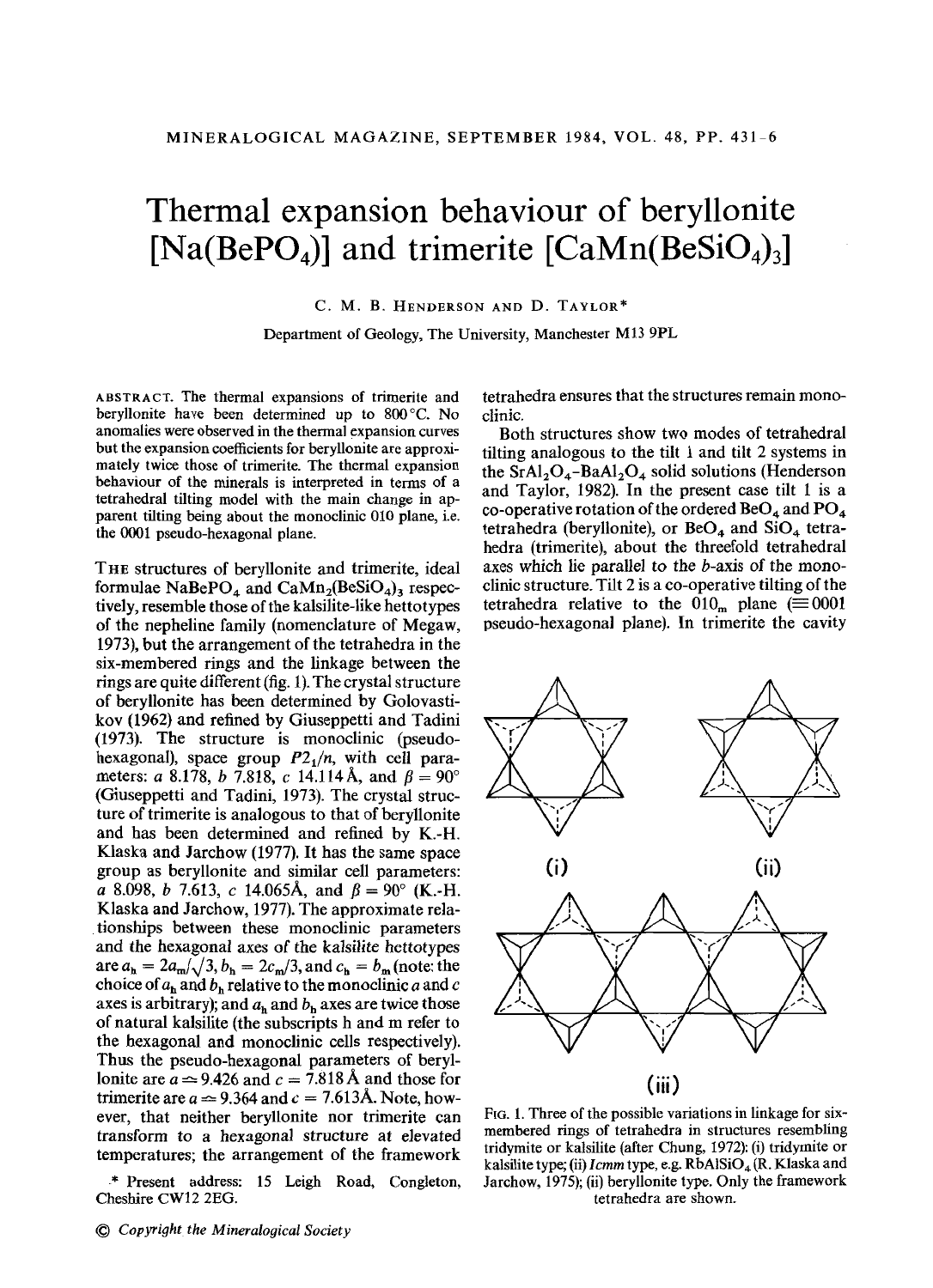# Thermal expansion behaviour of beryllonite [$Na(BePO_4)$] and trimerite [$CaMn(BeSiO_4)_3$]

C. M. B. Henderson and D. Taylor*

Department of Geology, The University, Manchester M13 9PL

ABSTRACT. The thermal expansions of trimerite and beryllonite have been determined up to 800 °C. No anomalies were observed in the thermal expansion curves but the expansion coefficients for beryllonite are approximately twice those of trimerite. The thermal expansion behaviour of the minerals is interpreted in terms of a tetrahedral tilting model with the main change in apparent tilting being about the monoclinic 010 plane, i.e. the 0001 pseudo-hexagonal plane.

The structures of beryllonite and trimerite, ideal formulae $NaBePO_4$ and $CaMn_2(BeSiO_4)_3$ respectively, resemble those of the kalsilite-like hettotypes of the nepheline family (nomenclature of Megaw, 1973), but the arrangement of the tetrahedra in the six-membered rings and the linkage between the rings are quite different (fig. 1). The crystal structure of beryllonite has been determined by Golovastikov (1962) and refined by Giuseppetti and Tadini (1973). The structure is monoclinic (pseudo-hexagonal), space group $P2_1/n$, with cell parameters: *a* 8.178, *b* 7.818, *c* 14.114 Å, and $\beta = 90°$ (Giuseppetti and Tadini, 1973). The crystal structure of trimerite is analogous to that of beryllonite and has been determined and refined by K.-H. Klaska and Jarchow (1977). It has the same space group as beryllonite and similar cell parameters: *a* 8.098, *b* 7.613, *c* 14.065Å, and $\beta = 90°$ (K.-H. Klaska and Jarchow, 1977). The approximate relationships between these monoclinic parameters and the hexagonal axes of the kalsilite hettotypes are $a_h = 2a_m/\sqrt{3}$, $b_h = 2c_m/3$, and $c_h = b_m$ (note: the choice of $a_h$ and $b_h$ relative to the monoclinic *a* and *c* axes is arbitrary); and $a_h$ and $b_h$ axes are twice those of natural kalsilite (the subscripts h and m refer to the hexagonal and monoclinic cells respectively). Thus the pseudo-hexagonal parameters of beryllonite are $a \simeq 9.426$ and $c = 7.818$ Å and those for trimerite are $a \simeq 9.364$ and $c = 7.613$Å. Note, however, that neither beryllonite nor trimerite can transform to a hexagonal structure at elevated temperatures; the arrangement of the framework tetrahedra ensures that the structures remain monoclinic.

Both structures show two modes of tetrahedral tilting analogous to the tilt 1 and tilt 2 systems in the $SrAl_2O_4$–$BaAl_2O_4$ solid solutions (Henderson and Taylor, 1982). In the present case tilt 1 is a co-operative rotation of the ordered $BeO_4$ and $PO_4$ tetrahedra (beryllonite), or $BeO_4$ and $SiO_4$ tetrahedra (trimerite), about the threefold tetrahedral axes which lie parallel to the *b*-axis of the monoclinic structure. Tilt 2 is a co-operative tilting of the tetrahedra relative to the $010_m$ plane ($\equiv 0001$ pseudo-hexagonal plane). In trimerite the cavity

FIG. 1. Three of the possible variations in linkage for six-membered rings of tetrahedra in structures resembling tridymite or kalsilite (after Chung, 1972): (i) tridymite or kalsilite type; (ii) *Icmm* type, e.g. $RbAlSiO_4$ (R. Klaska and Jarchow, 1975); (ii) beryllonite type. Only the framework tetrahedra are shown.

\* Present address: 15 Leigh Road, Congleton, Cheshire CW12 2EG.

© *Copyright the Mineralogical Society*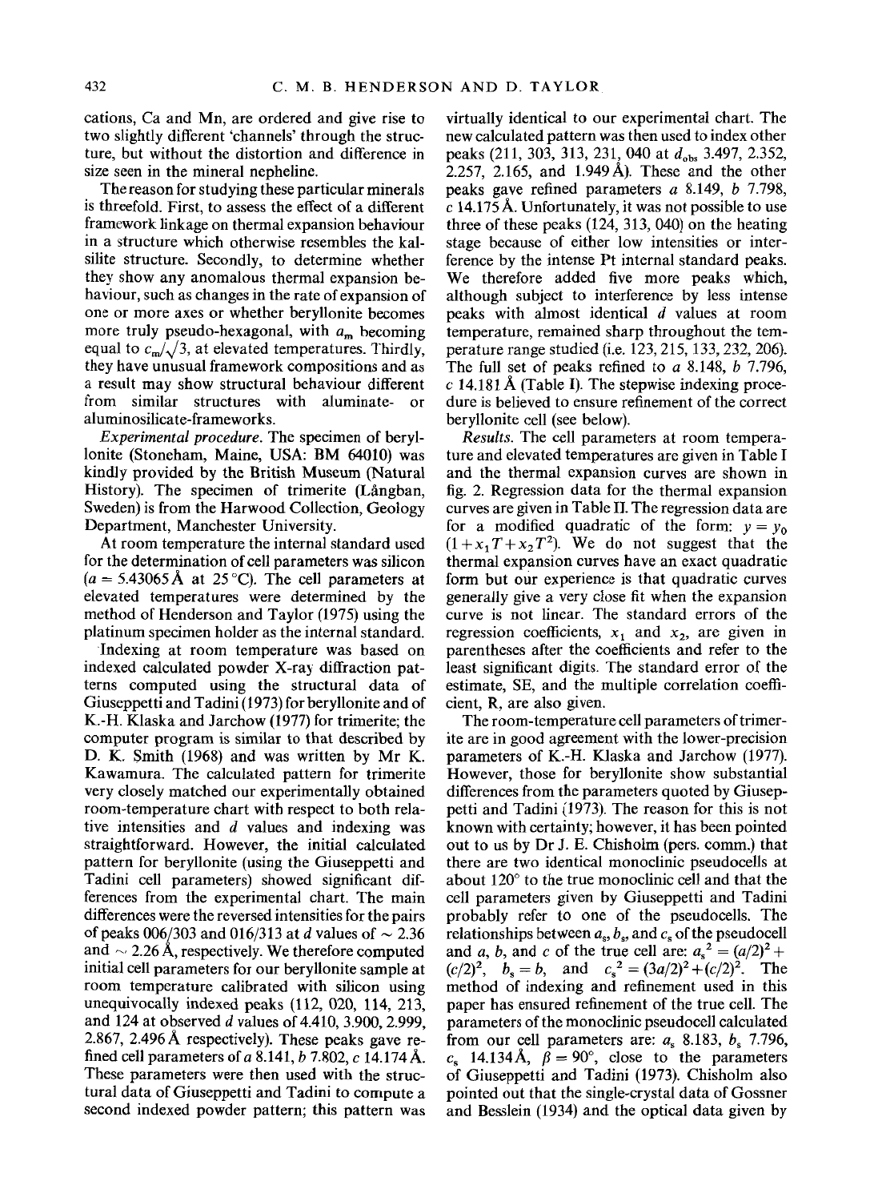cations, Ca and Mn, are ordered and give rise to two slightly different 'channels' through the structure, but without the distortion and difference in size seen in the mineral nepheline.

The reason for studying these particular minerals is threefold. First, to assess the effect of a different framework linkage on thermal expansion behaviour in a structure which otherwise resembles the kalsilite structure. Secondly, to determine whether they show any anomalous thermal expansion behaviour, such as changes in the rate of expansion of one or more axes or whether beryllonite becomes more truly pseudo-hexagonal, with $a_m$ becoming equal to $c_m/\sqrt{3}$, at elevated temperatures. Thirdly, they have unusual framework compositions and as a result may show structural behaviour different from similar structures with aluminate- or aluminosilicate-frameworks.

*Experimental procedure.* The specimen of beryllonite (Stoneham, Maine, USA: BM 64010) was kindly provided by the British Museum (Natural History). The specimen of trimerite (Långban, Sweden) is from the Harwood Collection, Geology Department, Manchester University.

At room temperature the internal standard used for the determination of cell parameters was silicon ($a$ = 5.43065 Å at 25 °C). The cell parameters at elevated temperatures were determined by the method of Henderson and Taylor (1975) using the platinum specimen holder as the internal standard.

Indexing at room temperature was based on indexed calculated powder X-ray diffraction patterns computed using the structural data of Giuseppetti and Tadini (1973) for beryllonite and of K.-H. Klaska and Jarchow (1977) for trimerite; the computer program is similar to that described by D. K. Smith (1968) and was written by Mr K. Kawamura. The calculated pattern for trimerite very closely matched our experimentally obtained room-temperature chart with respect to both relative intensities and $d$ values and indexing was straightforward. However, the initial calculated pattern for beryllonite (using the Giuseppetti and Tadini cell parameters) showed significant differences from the experimental chart. The main differences were the reversed intensities for the pairs of peaks 006/303 and 016/313 at $d$ values of ~ 2.36 and ~ 2.26 Å, respectively. We therefore computed initial cell parameters for our beryllonite sample at room temperature calibrated with silicon using unequivocally indexed peaks (112, 020, 114, 213, and 124 at observed $d$ values of 4.410, 3.900, 2.999, 2.867, 2.496 Å respectively). These peaks gave refined cell parameters of $a$ 8.141, $b$ 7.802, $c$ 14.174 Å. These parameters were then used with the structural data of Giuseppetti and Tadini to compute a second indexed powder pattern; this pattern was virtually identical to our experimental chart. The new calculated pattern was then used to index other peaks (211, 303, 313, 231, 040 at $d_{obs}$ 3.497, 2.352, 2.257, 2.165, and 1.949 Å). These and the other peaks gave refined parameters $a$ 8.149, $b$ 7.798, $c$ 14.175 Å. Unfortunately, it was not possible to use three of these peaks (124, 313, 040) on the heating stage because of either low intensities or interference by the intense Pt internal standard peaks. We therefore added five more peaks which, although subject to interference by less intense peaks with almost identical $d$ values at room temperature, remained sharp throughout the temperature range studied (i.e. 123, 215, 133, 232, 206). The full set of peaks refined to $a$ 8.148, $b$ 7.796, $c$ 14.181 Å (Table I). The stepwise indexing procedure is believed to ensure refinement of the correct beryllonite cell (see below).

*Results.* The cell parameters at room temperature and elevated temperatures are given in Table I and the thermal expansion curves are shown in fig. 2. Regression data for the thermal expansion curves are given in Table II. The regression data are for a modified quadratic of the form: $y = y_0 (1 + x_1 T + x_2 T^2)$. We do not suggest that the thermal expansion curves have an exact quadratic form but our experience is that quadratic curves generally give a very close fit when the expansion curve is not linear. The standard errors of the regression coefficients, $x_1$ and $x_2$, are given in parentheses after the coefficients and refer to the least significant digits. The standard error of the estimate, SE, and the multiple correlation coefficient, R, are also given.

The room-temperature cell parameters of trimerite are in good agreement with the lower-precision parameters of K.-H. Klaska and Jarchow (1977). However, those for beryllonite show substantial differences from the parameters quoted by Giuseppetti and Tadini (1973). The reason for this is not known with certainty; however, it has been pointed out to us by Dr J. E. Chisholm (pers. comm.) that there are two identical monoclinic pseudocells at about 120° to the true monoclinic cell and that the cell parameters given by Giuseppetti and Tadini probably refer to one of the pseudocells. The relationships between $a_s$, $b_s$, and $c_s$ of the pseudocell and $a$, $b$, and $c$ of the true cell are: $a_s^2 = (a/2)^2 + (c/2)^2$, $b_s = b$, and $c_s^2 = (3a/2)^2 + (c/2)^2$. The method of indexing and refinement used in this paper has ensured refinement of the true cell. The parameters of the monoclinic pseudocell calculated from our cell parameters are: $a_s$ 8.183, $b_s$ 7.796, $c_s$ 14.134 Å, $\beta = 90°$, close to the parameters of Giuseppetti and Tadini (1973). Chisholm also pointed out that the single-crystal data of Gossner and Besslein (1934) and the optical data given by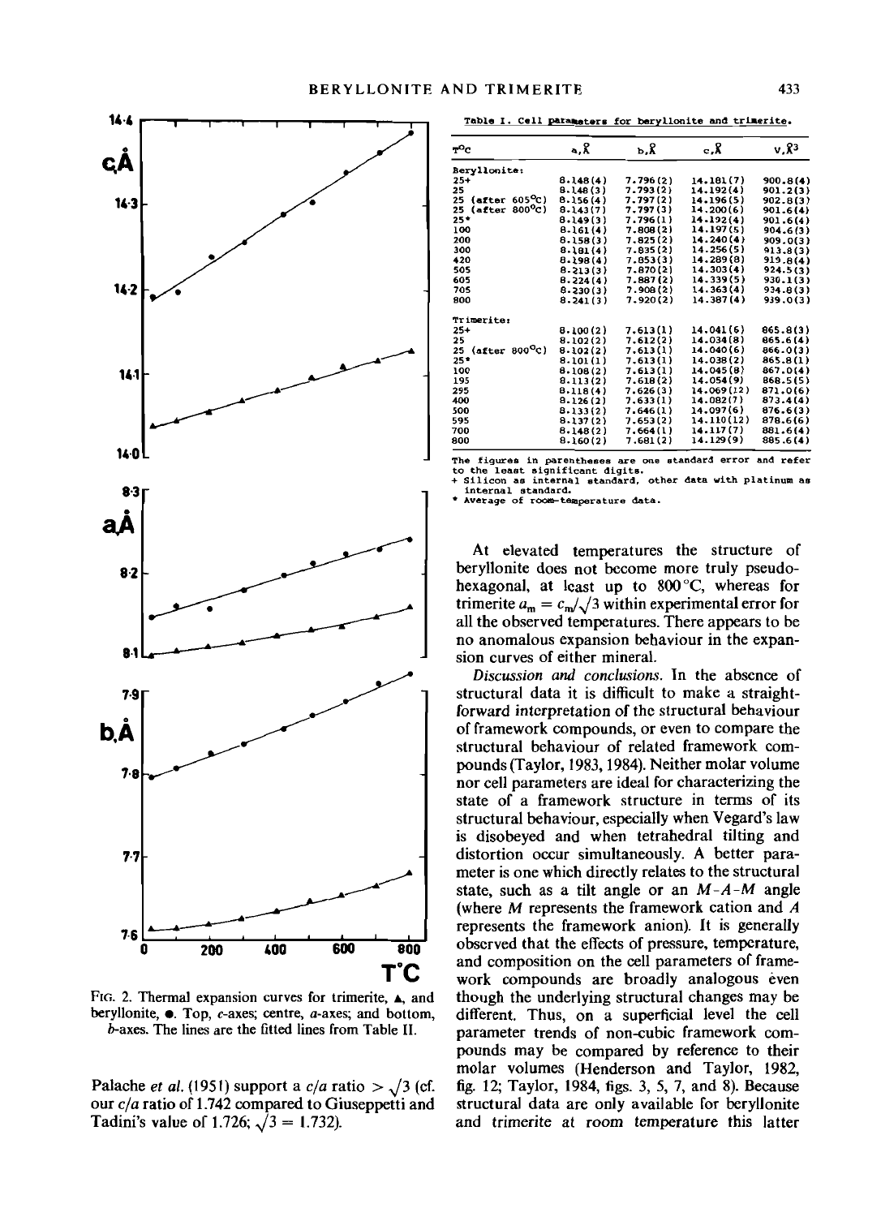FIG. 2. Thermal expansion curves for trimerite, ▲, and beryllonite, ●. Top, $c$-axes; centre, $a$-axes; and bottom, $b$-axes. The lines are the fitted lines from Table II.

Palache *et al.* (1951) support a $c/a$ ratio $> \sqrt{3}$ (cf. our $c/a$ ratio of 1.742 compared to Giuseppetti and Tadini's value of 1.726; $\sqrt{3} = 1.732$).

Table I. Cell parameters for beryllonite and trimerite.

| T°C | a,Å | b,Å | c,Å | V,Å³ |
|---|---|---|---|---|
| Beryllonite: | | | | |
| 25+ | 8.148(4) | 7.796(2) | 14.181(7) | 900.8(4) |
| 25 | 8.148(3) | 7.793(2) | 14.192(4) | 901.2(3) |
| 25 (after 605°C) | 8.156(4) | 7.797(2) | 14.196(5) | 902.8(3) |
| 25 (after 800°C) | 8.143(7) | 7.797(3) | 14.200(6) | 901.6(4) |
| 25* | 8.149(3) | 7.796(1) | 14.192(4) | 901.6(4) |
| 100 | 8.161(4) | 7.808(2) | 14.197(5) | 904.6(3) |
| 200 | 8.158(3) | 7.825(2) | 14.240(4) | 909.0(3) |
| 300 | 8.181(4) | 7.835(2) | 14.256(5) | 913.8(3) |
| 420 | 8.198(4) | 7.853(3) | 14.289(8) | 919.8(4) |
| 505 | 8.213(3) | 7.870(2) | 14.303(4) | 924.5(3) |
| 605 | 8.224(4) | 7.887(2) | 14.339(5) | 930.1(3) |
| 705 | 8.230(3) | 7.908(2) | 14.363(4) | 934.8(3) |
| 800 | 8.241(3) | 7.920(2) | 14.387(4) | 939.0(3) |
| Trimerite: | | | | |
| 25+ | 8.100(2) | 7.613(1) | 14.041(6) | 865.8(3) |
| 25 | 8.102(2) | 7.612(2) | 14.034(8) | 865.6(4) |
| 25 (after 800°C) | 8.102(2) | 7.613(1) | 14.040(6) | 866.0(3) |
| 25* | 8.101(1) | 7.613(1) | 14.038(2) | 865.8(1) |
| 100 | 8.108(2) | 7.613(1) | 14.045(8) | 867.0(4) |
| 195 | 8.113(2) | 7.618(2) | 14.054(9) | 868.5(5) |
| 295 | 8.118(4) | 7.626(3) | 14.069(12) | 871.0(6) |
| 400 | 8.126(2) | 7.633(1) | 14.082(7) | 873.4(4) |
| 500 | 8.133(2) | 7.646(1) | 14.097(6) | 876.6(3) |
| 595 | 8.137(2) | 7.653(2) | 14.110(12) | 878.6(6) |
| 700 | 8.148(2) | 7.664(1) | 14.117(7) | 881.6(4) |
| 800 | 8.160(2) | 7.681(2) | 14.129(9) | 885.6(4) |

The figures in parentheses are one standard error and refer to the least significant digits.
+ Silicon as internal standard, other data with platinum as internal standard.
* Average of room-temperature data.

At elevated temperatures the structure of beryllonite does not become more truly pseudohexagonal, at least up to 800 °C, whereas for trimerite $a_m = c_m/\sqrt{3}$ within experimental error for all the observed temperatures. There appears to be no anomalous expansion behaviour in the expansion curves of either mineral.

*Discussion and conclusions.* In the absence of structural data it is difficult to make a straightforward interpretation of the structural behaviour of framework compounds, or even to compare the structural behaviour of related framework compounds (Taylor, 1983, 1984). Neither molar volume nor cell parameters are ideal for characterizing the state of a framework structure in terms of its structural behaviour, especially when Vegard's law is disobeyed and when tetrahedral tilting and distortion occur simultaneously. A better parameter is one which directly relates to the structural state, such as a tilt angle or an $M$-$A$-$M$ angle (where $M$ represents the framework cation and $A$ represents the framework anion). It is generally observed that the effects of pressure, temperature, and composition on the cell parameters of framework compounds are broadly analogous even though the underlying structural changes may be different. Thus, on a superficial level the cell parameter trends of non-cubic framework compounds may be compared by reference to their molar volumes (Henderson and Taylor, 1982, fig. 12; Taylor, 1984, figs. 3, 5, 7, and 8). Because structural data are only available for beryllonite and trimerite at room temperature this latter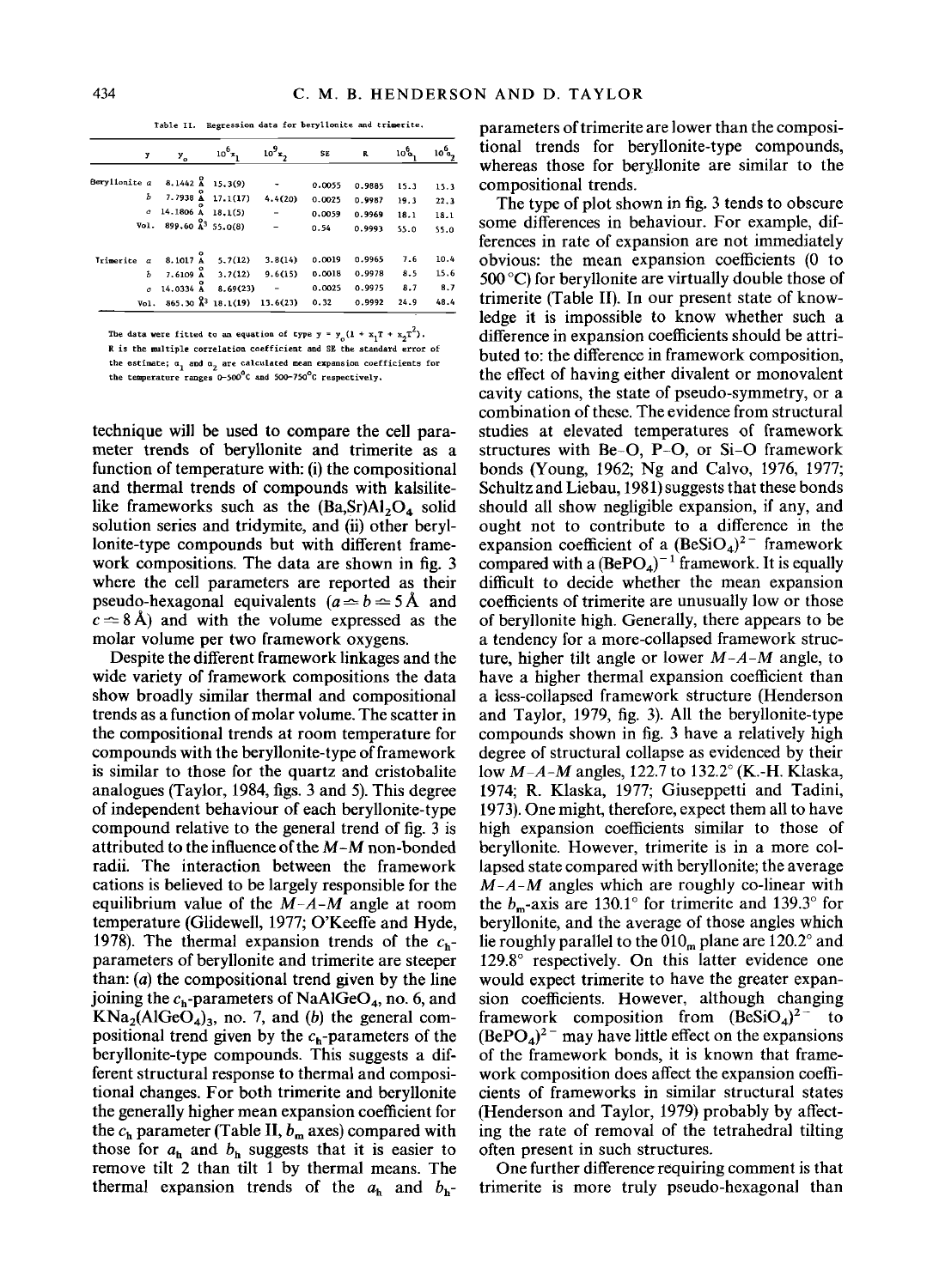Table II. Regression data for beryllonite and trimerite.

| y | | $y_o$ | $10^6 x_1$ | $10^9 x_2$ | SE | R | $10^6 \alpha_1$ | $10^6 \alpha_2$ |
|---|---|---|---|---|---|---|---|---|
| Beryllonite | $a$ | 8.1442 Å | 15.3(9) | - | 0.0055 | 0.9885 | 15.3 | 15.3 |
| | $b$ | 7.7938 Å | 17.1(17) | 4.4(20) | 0.0025 | 0.9987 | 19.3 | 22.3 |
| | $c$ | 14.1806 Å | 18.1(5) | - | 0.0059 | 0.9969 | 18.1 | 18.1 |
| | Vol. | 899.60 Å$^3$ | 55.0(8) | - | 0.54 | 0.9993 | 55.0 | 55.0 |
| Trimerite | $a$ | 8.1017 Å | 5.7(12) | 3.8(14) | 0.0019 | 0.9965 | 7.6 | 10.4 |
| | $b$ | 7.6109 Å | 3.7(12) | 9.6(15) | 0.0018 | 0.9978 | 8.5 | 15.6 |
| | $c$ | 14.0334 Å | 8.69(23) | - | 0.0025 | 0.9975 | 8.7 | 8.7 |
| | Vol. | 865.30 Å$^3$ | 18.1(19) | 13.6(23) | 0.32 | 0.9992 | 24.9 | 48.4 |

The data were fitted to an equation of type $y = y_o(1 + x_1 T + x_2 T^2)$. R is the multiple correlation coefficient and SE the standard error of the estimate; $\alpha_1$ and $\alpha_2$ are calculated mean expansion coefficients for the temperature ranges 0–500 °C and 500–750 °C respectively.

technique will be used to compare the cell parameter trends of beryllonite and trimerite as a function of temperature with: (i) the compositional and thermal trends of compounds with kalsilite-like frameworks such as the $(Ba,Sr)Al_2O_4$ solid solution series and tridymite, and (ii) other beryllonite-type compounds but with different framework compositions. The data are shown in fig. 3 where the cell parameters are reported as their pseudo-hexagonal equivalents ($a \simeq b \simeq 5$ Å and $c \simeq 8$ Å) and with the volume expressed as the molar volume per two framework oxygens.

Despite the different framework linkages and the wide variety of framework compositions the data show broadly similar thermal and compositional trends as a function of molar volume. The scatter in the compositional trends at room temperature for compounds with the beryllonite-type of framework is similar to those for the quartz and cristobalite analogues (Taylor, 1984, figs. 3 and 5). This degree of independent behaviour of each beryllonite-type compound relative to the general trend of fig. 3 is attributed to the influence of the $M$–$M$ non-bonded radii. The interaction between the framework cations is believed to be largely responsible for the equilibrium value of the $M$–$A$–$M$ angle at room temperature (Glidewell, 1977; O'Keeffe and Hyde, 1978). The thermal expansion trends of the $c_h$-parameters of beryllonite and trimerite are steeper than: (*a*) the compositional trend given by the line joining the $c_h$-parameters of $NaAlGeO_4$, no. 6, and $KNa_2(AlGeO_4)_3$, no. 7, and (*b*) the general compositional trend given by the $c_h$-parameters of the beryllonite-type compounds. This suggests a different structural response to thermal and compositional changes. For both trimerite and beryllonite the generally higher mean expansion coefficient for the $c_h$ parameter (Table II, $b_m$ axes) compared with those for $a_h$ and $b_h$ suggests that it is easier to remove tilt 2 than tilt 1 by thermal means. The thermal expansion trends of the $a_h$ and $b_h$-parameters of trimerite are lower than the compositional trends for beryllonite-type compounds, whereas those for beryllonite are similar to the compositional trends.

The type of plot shown in fig. 3 tends to obscure some differences in behaviour. For example, differences in rate of expansion are not immediately obvious: the mean expansion coefficients (0 to 500 °C) for beryllonite are virtually double those of trimerite (Table II). In our present state of knowledge it is impossible to know whether such a difference in expansion coefficients should be attributed to: the difference in framework composition, the effect of having either divalent or monovalent cavity cations, the state of pseudo-symmetry, or a combination of these. The evidence from structural studies at elevated temperatures of framework structures with Be–O, P–O, or Si–O framework bonds (Young, 1962; Ng and Calvo, 1976, 1977; Schultz and Liebau, 1981) suggests that these bonds should all show negligible expansion, if any, and ought not to contribute to a difference in the expansion coefficient of a $(BeSiO_4)^{2-}$ framework compared with a $(BePO_4)^{-1}$ framework. It is equally difficult to decide whether the mean expansion coefficients of trimerite are unusually low or those of beryllonite high. Generally, there appears to be a tendency for a more-collapsed framework structure, higher tilt angle or lower $M$–$A$–$M$ angle, to have a higher thermal expansion coefficient than a less-collapsed framework structure (Henderson and Taylor, 1979, fig. 3). All the beryllonite-type compounds shown in fig. 3 have a relatively high degree of structural collapse as evidenced by their low $M$–$A$–$M$ angles, 122.7 to 132.2° (K.-H. Klaska, 1974; R. Klaska, 1977; Giuseppetti and Tadini, 1973). One might, therefore, expect them all to have high expansion coefficients similar to those of beryllonite. However, trimerite is in a more collapsed state compared with beryllonite; the average $M$–$A$–$M$ angles which are roughly co-linear with the $b_m$-axis are 130.1° for trimerite and 139.3° for beryllonite, and the average of those angles which lie roughly parallel to the $010_m$ plane are 120.2° and 129.8° respectively. On this latter evidence one would expect trimerite to have the greater expansion coefficients. However, although changing framework composition from $(BeSiO_4)^{2-}$ to $(BePO_4)^{2-}$ may have little effect on the expansions of the framework bonds, it is known that framework composition does affect the expansion coefficients of frameworks in similar structural states (Henderson and Taylor, 1979) probably by affecting the rate of removal of the tetrahedral tilting often present in such structures.

One further difference requiring comment is that trimerite is more truly pseudo-hexagonal than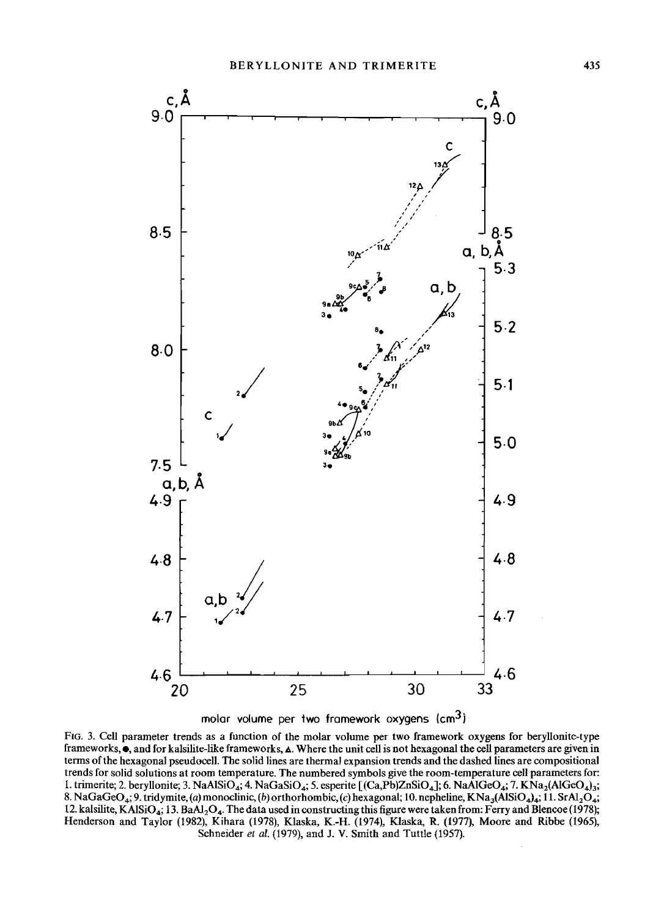FIG. 3. Cell parameter trends as a function of the molar volume per two framework oxygens for beryllonite-type frameworks, ●, and for kalsilite-like frameworks, ▲. Where the unit cell is not hexagonal the cell parameters are given in terms of the hexagonal pseudocell. The solid lines are thermal expansion trends and the dashed lines are compositional trends for solid solutions at room temperature. The numbered symbols give the room-temperature cell parameters for: 1. trimerite; 2. beryllonite; 3. $NaAlSiO_4$; 4. $NaGaSiO_4$; 5. esperite [$(Ca,Pb)ZnSiO_4$]; 6. $NaAlGeO_4$; 7. $KNa_2(AlGeO_4)_3$; 8. $NaGaGeO_4$; 9. tridymite, (*a*) monoclinic, (*b*) orthorhombic, (*c*) hexagonal; 10. nepheline, $KNa_3(AlSiO_4)_4$; 11. $SrAl_2O_4$; 12. kalsilite, $KAlSiO_4$; 13. $BaAl_2O_4$. The data used in constructing this figure were taken from: Ferry and Blencoe (1978); Henderson and Taylor (1982), Kihara (1978), Klaska, K.-H. (1974), Klaska, R. (1977), Moore and Ribbe (1965), Schneider *et al.* (1979), and J. V. Smith and Tuttle (1957).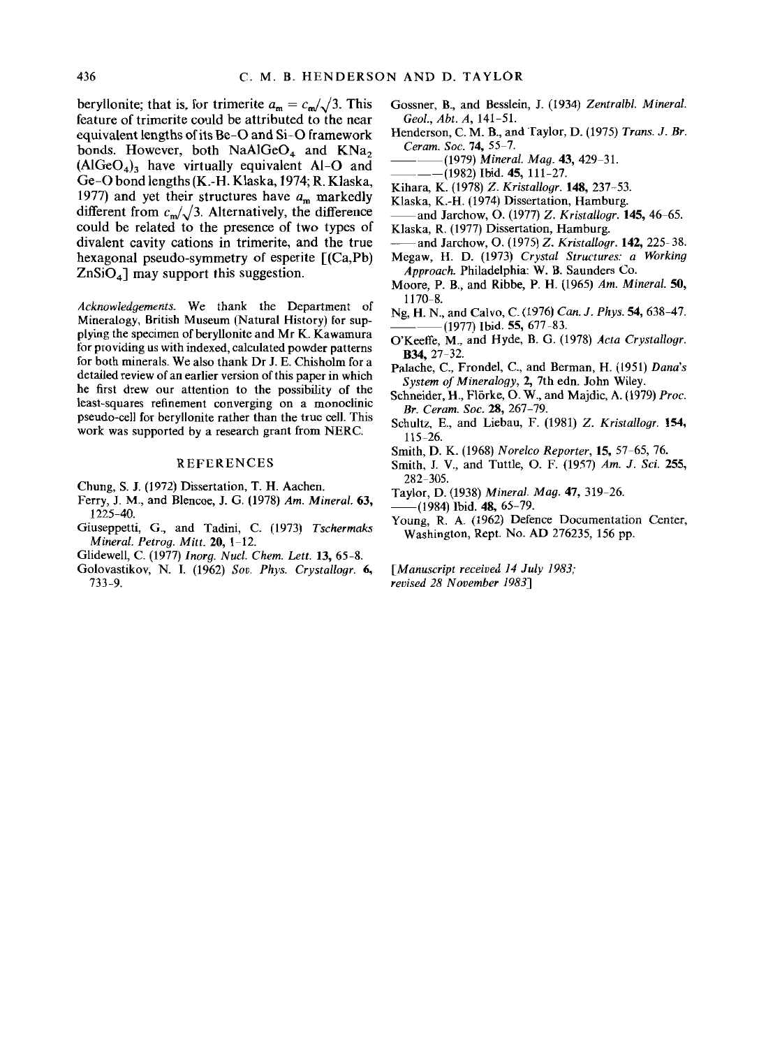beryllonite; that is, for trimerite $a_m = c_m/\sqrt{3}$. This feature of trimerite could be attributed to the near equivalent lengths of its Be–O and Si–O framework bonds. However, both $NaAlGeO_4$ and $KNa_2(AlGeO_4)_3$ have virtually equivalent Al–O and Ge–O bond lengths (K.-H. Klaska, 1974; R. Klaska, 1977) and yet their structures have $a_m$ markedly different from $c_m/\sqrt{3}$. Alternatively, the difference could be related to the presence of two types of divalent cavity cations in trimerite, and the true hexagonal pseudo-symmetry of esperite [(Ca,Pb)$ZnSiO_4$] may support this suggestion.

*Acknowledgements.* We thank the Department of Mineralogy, British Museum (Natural History) for supplying the specimen of beryllonite and Mr K. Kawamura for providing us with indexed, calculated powder patterns for both minerals. We also thank Dr J. E. Chisholm for a detailed review of an earlier version of this paper in which he first drew our attention to the possibility of the least-squares refinement converging on a monoclinic pseudo-cell for beryllonite rather than the true cell. This work was supported by a research grant from NERC.

## REFERENCES

Chung, S. J. (1972) Dissertation, T. H. Aachen.

Ferry, J. M., and Blencoe, J. G. (1978) *Am. Mineral.* **63**, 1225–40.

Giuseppetti, G., and Tadini, C. (1973) *Tschermaks Mineral. Petrog. Mitt.* **20**, 1–12.

Glidewell, C. (1977) *Inorg. Nucl. Chem. Lett.* **13**, 65–8.

Golovastikov, N. I. (1962) *Sov. Phys. Crystallogr.* **6**, 733–9.

Gossner, B., and Besslein, J. (1934) *Zentralbl. Mineral. Geol., Abt. A*, 141–51.

Henderson, C. M. B., and Taylor, D. (1975) *Trans. J. Br. Ceram. Soc.* **74**, 55–7.

—— —— (1979) *Mineral. Mag.* **43**, 429–31.

—— —— (1982) Ibid. **45**, 111–27.

Kihara, K. (1978) *Z. Kristallogr.* **148**, 237–53.

Klaska, K.-H. (1974) Dissertation, Hamburg.

—— and Jarchow, O. (1977) *Z. Kristallogr.* **145**, 46–65.

Klaska, R. (1977) Dissertation, Hamburg.

—— and Jarchow, O. (1975) *Z. Kristallogr.* **142**, 225–38.

Megaw, H. D. (1973) *Crystal Structures: a Working Approach.* Philadelphia: W. B. Saunders Co.

Moore, P. B., and Ribbe, P. H. (1965) *Am. Mineral.* **50**, 1170–8.

Ng, H. N., and Calvo, C. (1976) *Can. J. Phys.* **54**, 638–47.

—— —— (1977) Ibid. **55**, 677–83.

O'Keeffe, M., and Hyde, B. G. (1978) *Acta Crystallogr.* **B34**, 27–32.

Palache, C., Frondel, C., and Berman, H. (1951) *Dana's System of Mineralogy*, **2**, 7th edn. John Wiley.

Schneider, H., Flörke, O. W., and Majdic, A. (1979) *Proc. Br. Ceram. Soc.* **28**, 267–79.

Schultz, E., and Liebau, F. (1981) *Z. Kristallogr.* **154**, 115–26.

Smith, D. K. (1968) *Norelco Reporter*, **15**, 57–65, 76.

Smith, J. V., and Tuttle, O. F. (1957) *Am. J. Sci.* **255**, 282–305.

Taylor, D. (1938) *Mineral. Mag.* **47**, 319–26.

——(1984) Ibid. **48**, 65–79.

Young, R. A. (1962) Defence Documentation Center, Washington, Rept. No. AD 276235, 156 pp.

[*Manuscript received 14 July 1983; revised 28 November 1983*]